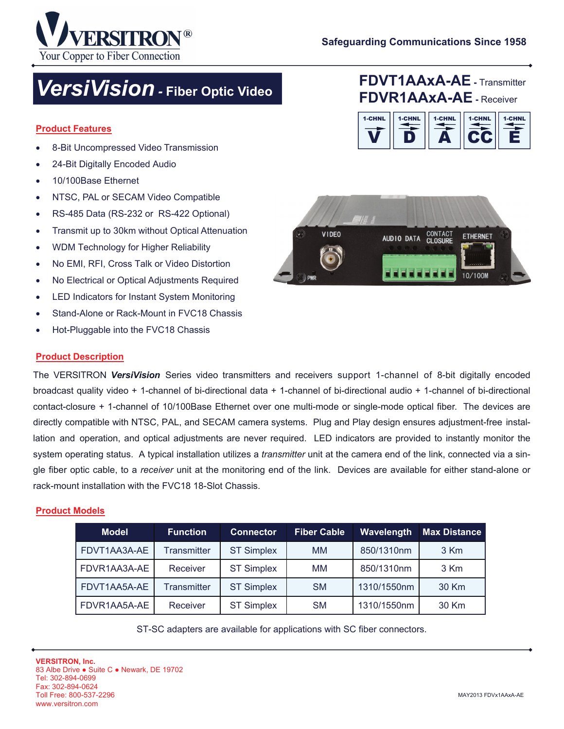VERSITRON®
Your Copper to Fiber Connection

Safeguarding Communications Since 1958

# VersiVision - Fiber Optic Video

## FDVT1AAxA-AE - Transmitter
## FDVR1AAxA-AE - Receiver

1-CHNL V | 1-CHNL D | 1-CHNL A | 1-CHNL CC | 1-CHNL E

## Product Features

- 8-Bit Uncompressed Video Transmission
- 24-Bit Digitally Encoded Audio
- 10/100Base Ethernet
- NTSC, PAL or SECAM Video Compatible
- RS-485 Data (RS-232 or RS-422 Optional)
- Transmit up to 30km without Optical Attenuation
- WDM Technology for Higher Reliability
- No EMI, RFI, Cross Talk or Video Distortion
- No Electrical or Optical Adjustments Required
- LED Indicators for Instant System Monitoring
- Stand-Alone or Rack-Mount in FVC18 Chassis
- Hot-Pluggable into the FVC18 Chassis

## Product Description

The VERSITRON ***VersiVision*** Series video transmitters and receivers support 1-channel of 8-bit digitally encoded broadcast quality video + 1-channel of bi-directional data + 1-channel of bi-directional audio + 1-channel of bi-directional contact-closure + 1-channel of 10/100Base Ethernet over one multi-mode or single-mode optical fiber. The devices are directly compatible with NTSC, PAL, and SECAM camera systems. Plug and Play design ensures adjustment-free installation and operation, and optical adjustments are never required. LED indicators are provided to instantly monitor the system operating status. A typical installation utilizes a *transmitter* unit at the camera end of the link, connected via a single fiber optic cable, to a *receiver* unit at the monitoring end of the link. Devices are available for either stand-alone or rack-mount installation with the FVC18 18-Slot Chassis.

## Product Models

| Model | Function | Connector | Fiber Cable | Wavelength | Max Distance |
|---|---|---|---|---|---|
| FDVT1AA3A-AE | Transmitter | ST Simplex | MM | 850/1310nm | 3 Km |
| FDVR1AA3A-AE | Receiver | ST Simplex | MM | 850/1310nm | 3 Km |
| FDVT1AA5A-AE | Transmitter | ST Simplex | SM | 1310/1550nm | 30 Km |
| FDVR1AA5A-AE | Receiver | ST Simplex | SM | 1310/1550nm | 30 Km |

ST-SC adapters are available for applications with SC fiber connectors.

**VERSITRON, Inc.**
83 Albe Drive • Suite C • Newark, DE 19702
Tel: 302-894-0699
Fax: 302-894-0624
Toll Free: 800-537-2296
www.versitron.com

MAY2013 FDVx1AAxA-AE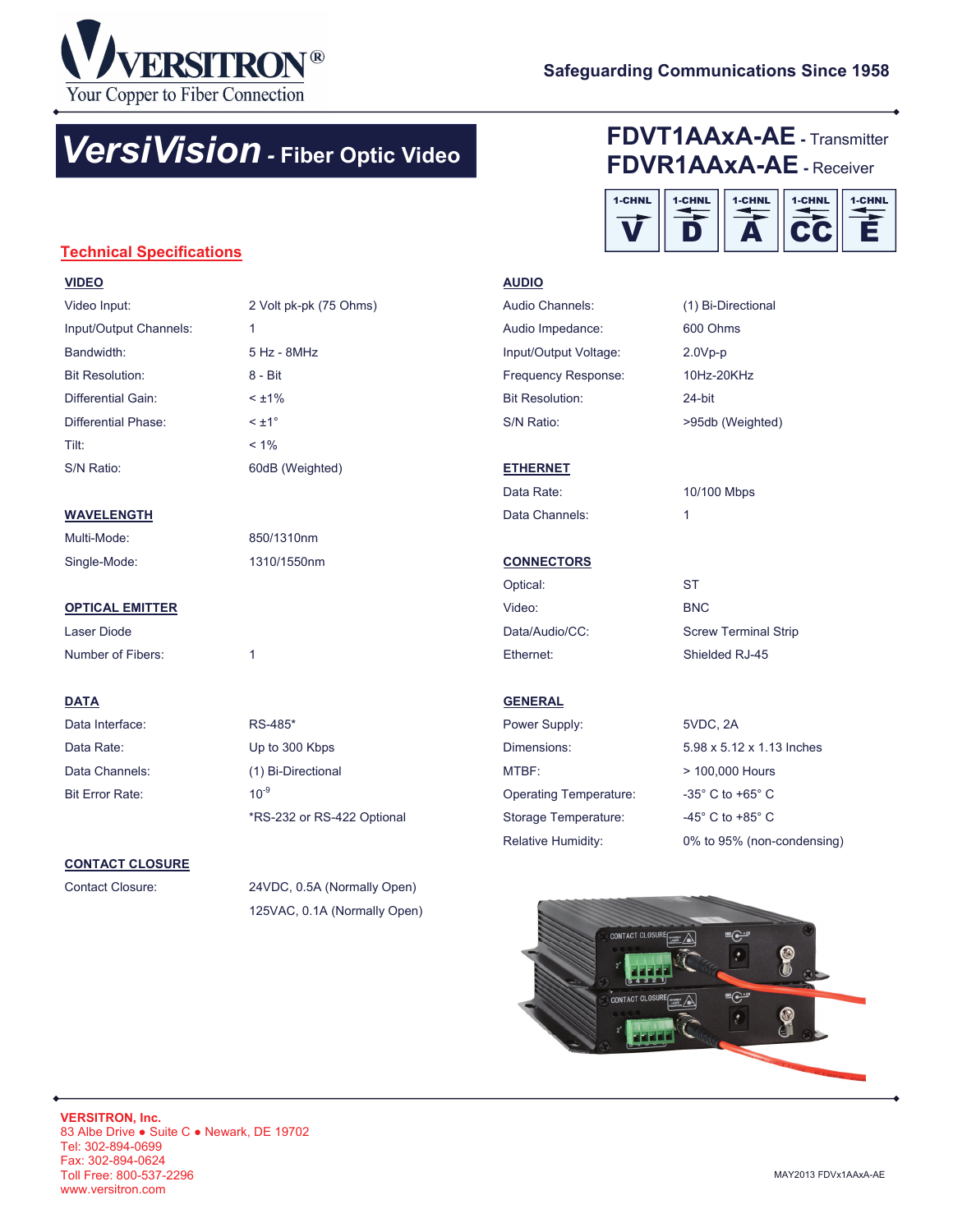VERSITRON®
Your Copper to Fiber Connection

Safeguarding Communications Since 1958

# VersiVision - Fiber Optic Video

## FDVT1AAxA-AE - Transmitter
## FDVR1AAxA-AE - Receiver

1-CHNL V | 1-CHNL D | 1-CHNL A | 1-CHNL CC | 1-CHNL E

## Technical Specifications

### VIDEO

| | |
|---|---|
| Video Input: | 2 Volt pk-pk (75 Ohms) |
| Input/Output Channels: | 1 |
| Bandwidth: | 5 Hz - 8MHz |
| Bit Resolution: | 8 - Bit |
| Differential Gain: | < ±1% |
| Differential Phase: | < ±1° |
| Tilt: | < 1% |
| S/N Ratio: | 60dB (Weighted) |

### WAVELENGTH

| | |
|---|---|
| Multi-Mode: | 850/1310nm |
| Single-Mode: | 1310/1550nm |

### OPTICAL EMITTER

Laser Diode

| | |
|---|---|
| Number of Fibers: | 1 |

### DATA

| | |
|---|---|
| Data Interface: | RS-485* |
| Data Rate: | Up to 300 Kbps |
| Data Channels: | (1) Bi-Directional |
| Bit Error Rate: | $10^{-9}$ |
| | *RS-232 or RS-422 Optional |

### CONTACT CLOSURE

| | |
|---|---|
| Contact Closure: | 24VDC, 0.5A (Normally Open) |
| | 125VAC, 0.1A (Normally Open) |

### AUDIO

| | |
|---|---|
| Audio Channels: | (1) Bi-Directional |
| Audio Impedance: | 600 Ohms |
| Input/Output Voltage: | 2.0Vp-p |
| Frequency Response: | 10Hz-20KHz |
| Bit Resolution: | 24-bit |
| S/N Ratio: | >95db (Weighted) |

### ETHERNET

| | |
|---|---|
| Data Rate: | 10/100 Mbps |
| Data Channels: | 1 |

### CONNECTORS

| | |
|---|---|
| Optical: | ST |
| Video: | BNC |
| Data/Audio/CC: | Screw Terminal Strip |
| Ethernet: | Shielded RJ-45 |

### GENERAL

| | |
|---|---|
| Power Supply: | 5VDC, 2A |
| Dimensions: | 5.98 x 5.12 x 1.13 Inches |
| MTBF: | > 100,000 Hours |
| Operating Temperature: | -35° C to +65° C |
| Storage Temperature: | -45° C to +85° C |
| Relative Humidity: | 0% to 95% (non-condensing) |

**VERSITRON, Inc.**
83 Albe Drive • Suite C • Newark, DE 19702
Tel: 302-894-0699
Fax: 302-894-0624
Toll Free: 800-537-2296
www.versitron.com

MAY2013 FDVx1AAxA-AE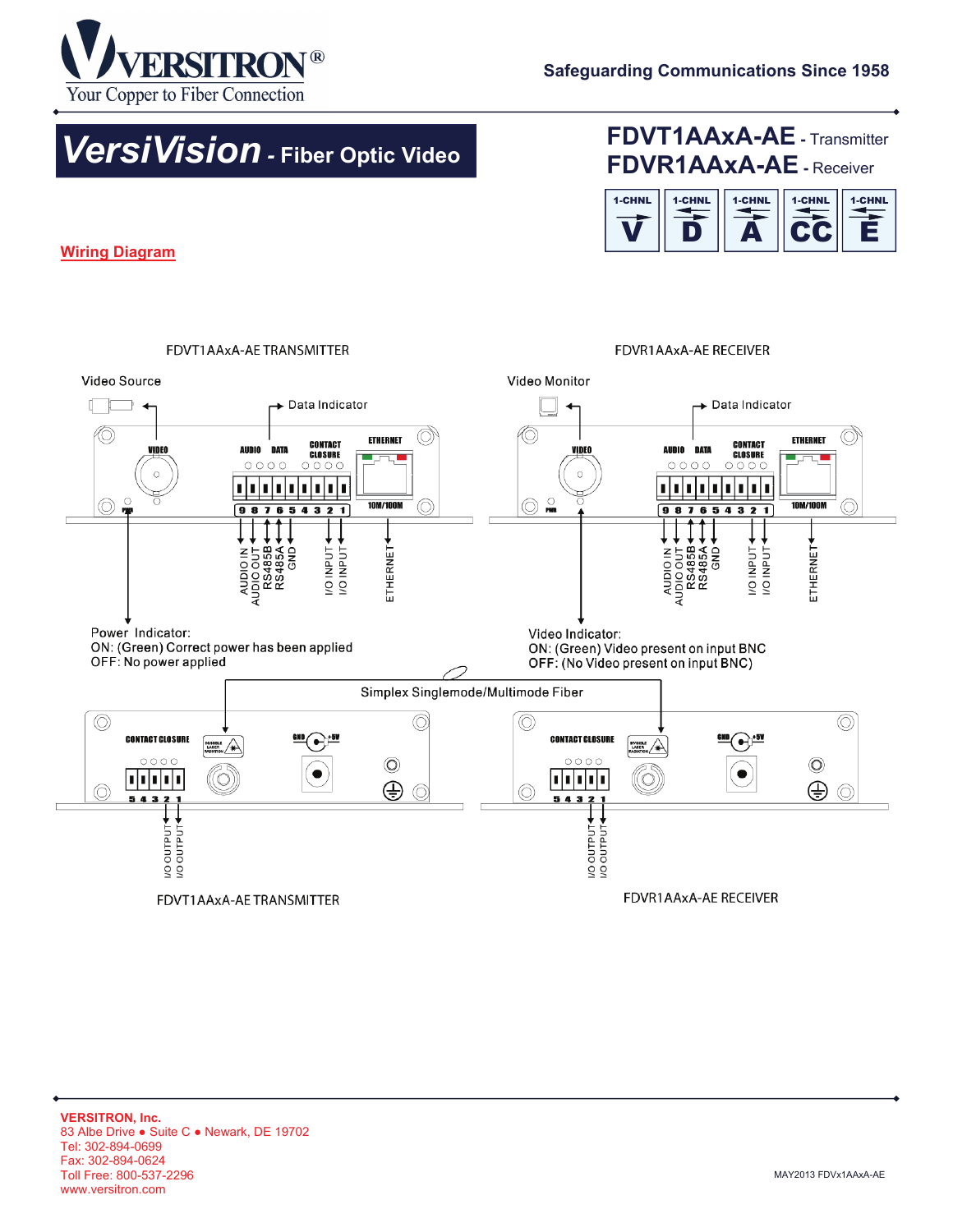# VersiVision - Fiber Optic Video

**FDVT1AAxA-AE** - Transmitter
**FDVR1AAxA-AE** - Receiver

1-CHNL V | 1-CHNL D | 1-CHNL A | 1-CHNL CC | 1-CHNL E

## Wiring Diagram

FDVT1AAxA-AE TRANSMITTER

Video Source

Data Indicator

VIDEO, AUDIO, DATA, CONTACT CLOSURE, ETHERNET, 10M/100M, PWR

9 8 7 6 5 4 3 2 1

AUDIO IN, AUDIO OUT, RS485B, RS485A, GND, I/O INPUT, I/O INPUT, ETHERNET

Power Indicator:
ON: (Green) Correct power has been applied
OFF: No power applied

FDVR1AAxA-AE RECEIVER

Video Monitor

Data Indicator

VIDEO, AUDIO, DATA, CONTACT CLOSURE, ETHERNET, 10M/100M, PWR

9 8 7 6 5 4 3 2 1

AUDIO IN, AUDIO OUT, RS485B, RS485A, GND, I/O INPUT, I/O INPUT, ETHERNET

Video Indicator:
ON: (Green) Video present on input BNC
OFF: (No Video present on input BNC)

Simplex Singlemode/Multimode Fiber

CONTACT CLOSURE, GND, +5V

5 4 3 2 1

I/O OUTPUT, I/O OUTPUT

FDVT1AAxA-AE TRANSMITTER

CONTACT CLOSURE, GND, +5V

5 4 3 2 1

I/O OUTPUT, I/O OUTPUT

FDVR1AAxA-AE RECEIVER

**VERSITRON, Inc.**
83 Albe Drive • Suite C • Newark, DE 19702
Tel: 302-894-0699
Fax: 302-894-0624
Toll Free: 800-537-2296
www.versitron.com

MAY2013 FDVx1AAxA-AE